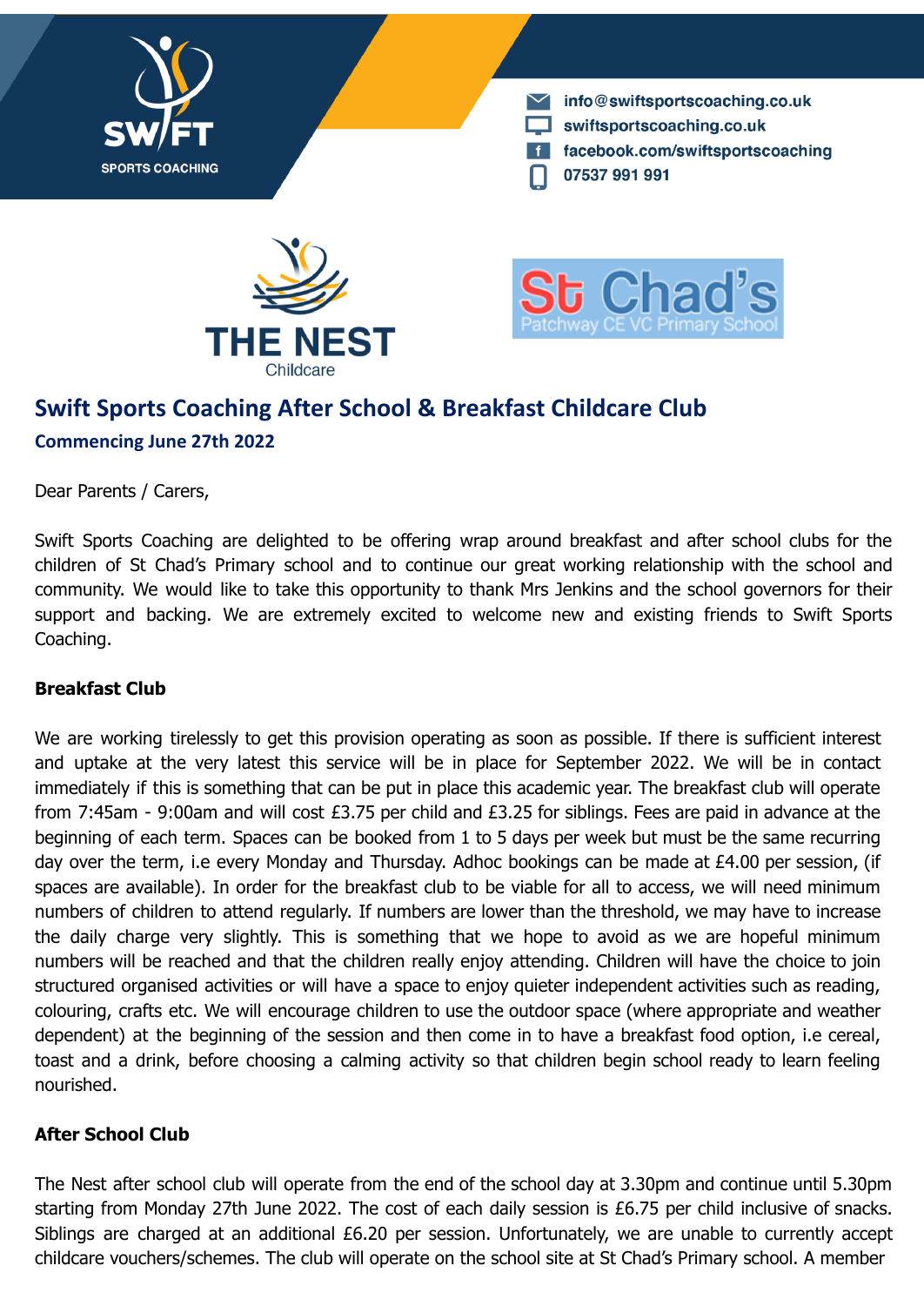SWIFT SPORTS COACHING

info@swiftsportscoaching.co.uk
swiftsportscoaching.co.uk
facebook.com/swiftsportscoaching
07537 991 991

THE NEST Childcare

St Chad's Patchway CE VC Primary School

## Swift Sports Coaching After School & Breakfast Childcare Club

### Commencing June 27th 2022

Dear Parents / Carers,

Swift Sports Coaching are delighted to be offering wrap around breakfast and after school clubs for the children of St Chad's Primary school and to continue our great working relationship with the school and community. We would like to take this opportunity to thank Mrs Jenkins and the school governors for their support and backing. We are extremely excited to welcome new and existing friends to Swift Sports Coaching.

**Breakfast Club**

We are working tirelessly to get this provision operating as soon as possible. If there is sufficient interest and uptake at the very latest this service will be in place for September 2022. We will be in contact immediately if this is something that can be put in place this academic year. The breakfast club will operate from 7:45am - 9:00am and will cost £3.75 per child and £3.25 for siblings. Fees are paid in advance at the beginning of each term. Spaces can be booked from 1 to 5 days per week but must be the same recurring day over the term, i.e every Monday and Thursday. Adhoc bookings can be made at £4.00 per session, (if spaces are available). In order for the breakfast club to be viable for all to access, we will need minimum numbers of children to attend regularly. If numbers are lower than the threshold, we may have to increase the daily charge very slightly. This is something that we hope to avoid as we are hopeful minimum numbers will be reached and that the children really enjoy attending. Children will have the choice to join structured organised activities or will have a space to enjoy quieter independent activities such as reading, colouring, crafts etc. We will encourage children to use the outdoor space (where appropriate and weather dependent) at the beginning of the session and then come in to have a breakfast food option, i.e cereal, toast and a drink, before choosing a calming activity so that children begin school ready to learn feeling nourished.

**After School Club**

The Nest after school club will operate from the end of the school day at 3.30pm and continue until 5.30pm starting from Monday 27th June 2022. The cost of each daily session is £6.75 per child inclusive of snacks. Siblings are charged at an additional £6.20 per session. Unfortunately, we are unable to currently accept childcare vouchers/schemes. The club will operate on the school site at St Chad's Primary school. A member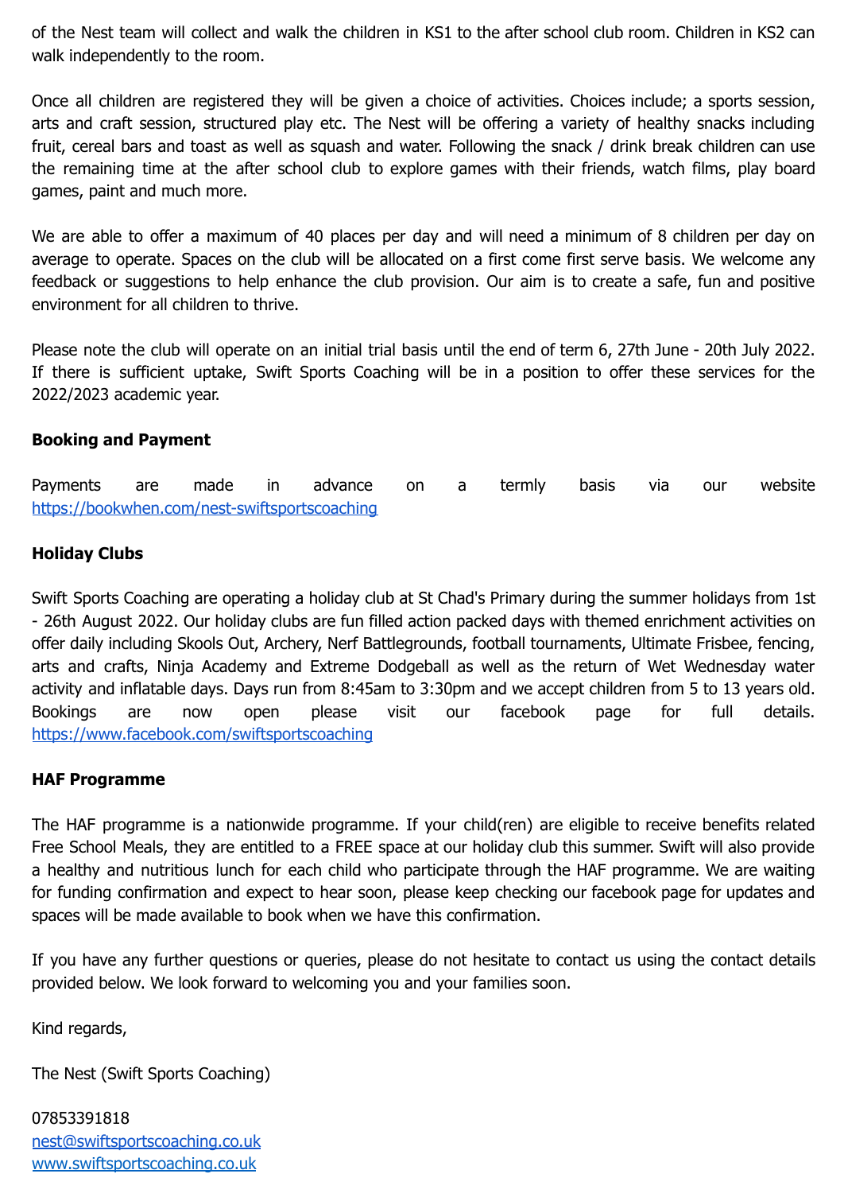of the Nest team will collect and walk the children in KS1 to the after school club room. Children in KS2 can walk independently to the room.

Once all children are registered they will be given a choice of activities. Choices include; a sports session, arts and craft session, structured play etc. The Nest will be offering a variety of healthy snacks including fruit, cereal bars and toast as well as squash and water. Following the snack / drink break children can use the remaining time at the after school club to explore games with their friends, watch films, play board games, paint and much more.

We are able to offer a maximum of 40 places per day and will need a minimum of 8 children per day on average to operate. Spaces on the club will be allocated on a first come first serve basis. We welcome any feedback or suggestions to help enhance the club provision. Our aim is to create a safe, fun and positive environment for all children to thrive.

Please note the club will operate on an initial trial basis until the end of term 6, 27th June - 20th July 2022. If there is sufficient uptake, Swift Sports Coaching will be in a position to offer these services for the 2022/2023 academic year.

**Booking and Payment**

Payments are made in advance on a termly basis via our website https://bookwhen.com/nest-swiftsportscoaching

**Holiday Clubs**

Swift Sports Coaching are operating a holiday club at St Chad's Primary during the summer holidays from 1st - 26th August 2022. Our holiday clubs are fun filled action packed days with themed enrichment activities on offer daily including Skools Out, Archery, Nerf Battlegrounds, football tournaments, Ultimate Frisbee, fencing, arts and crafts, Ninja Academy and Extreme Dodgeball as well as the return of Wet Wednesday water activity and inflatable days. Days run from 8:45am to 3:30pm and we accept children from 5 to 13 years old. Bookings are now open please visit our facebook page for full details. https://www.facebook.com/swiftsportscoaching

**HAF Programme**

The HAF programme is a nationwide programme. If your child(ren) are eligible to receive benefits related Free School Meals, they are entitled to a FREE space at our holiday club this summer. Swift will also provide a healthy and nutritious lunch for each child who participate through the HAF programme. We are waiting for funding confirmation and expect to hear soon, please keep checking our facebook page for updates and spaces will be made available to book when we have this confirmation.

If you have any further questions or queries, please do not hesitate to contact us using the contact details provided below. We look forward to welcoming you and your families soon.

Kind regards,

The Nest (Swift Sports Coaching)

07853391818
nest@swiftsportscoaching.co.uk
www.swiftsportscoaching.co.uk